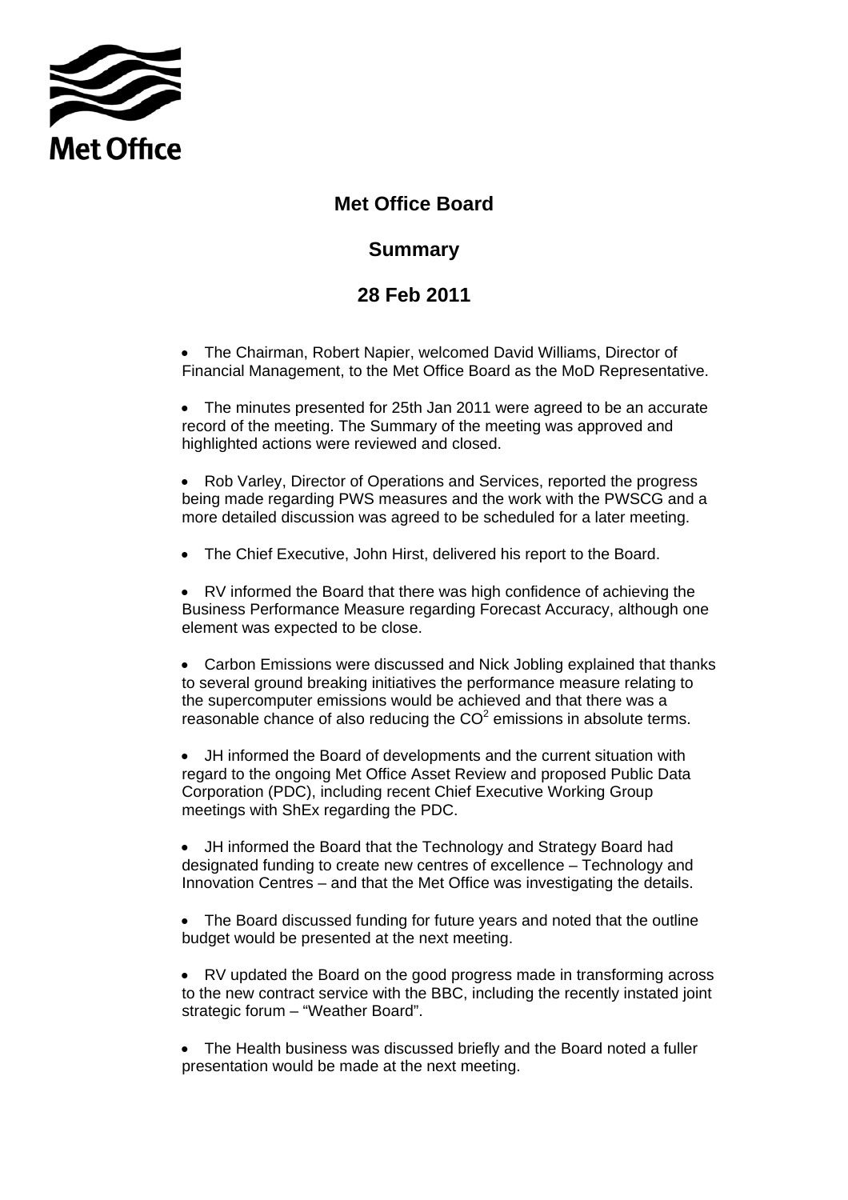Met Office

# Met Office Board

## Summary

## 28 Feb 2011

- The Chairman, Robert Napier, welcomed David Williams, Director of Financial Management, to the Met Office Board as the MoD Representative.

- The minutes presented for 25th Jan 2011 were agreed to be an accurate record of the meeting. The Summary of the meeting was approved and highlighted actions were reviewed and closed.

- Rob Varley, Director of Operations and Services, reported the progress being made regarding PWS measures and the work with the PWSCG and a more detailed discussion was agreed to be scheduled for a later meeting.

- The Chief Executive, John Hirst, delivered his report to the Board.

- RV informed the Board that there was high confidence of achieving the Business Performance Measure regarding Forecast Accuracy, although one element was expected to be close.

- Carbon Emissions were discussed and Nick Jobling explained that thanks to several ground breaking initiatives the performance measure relating to the supercomputer emissions would be achieved and that there was a reasonable chance of also reducing the $CO^2$ emissions in absolute terms.

- JH informed the Board of developments and the current situation with regard to the ongoing Met Office Asset Review and proposed Public Data Corporation (PDC), including recent Chief Executive Working Group meetings with ShEx regarding the PDC.

- JH informed the Board that the Technology and Strategy Board had designated funding to create new centres of excellence – Technology and Innovation Centres – and that the Met Office was investigating the details.

- The Board discussed funding for future years and noted that the outline budget would be presented at the next meeting.

- RV updated the Board on the good progress made in transforming across to the new contract service with the BBC, including the recently instated joint strategic forum – "Weather Board".

- The Health business was discussed briefly and the Board noted a fuller presentation would be made at the next meeting.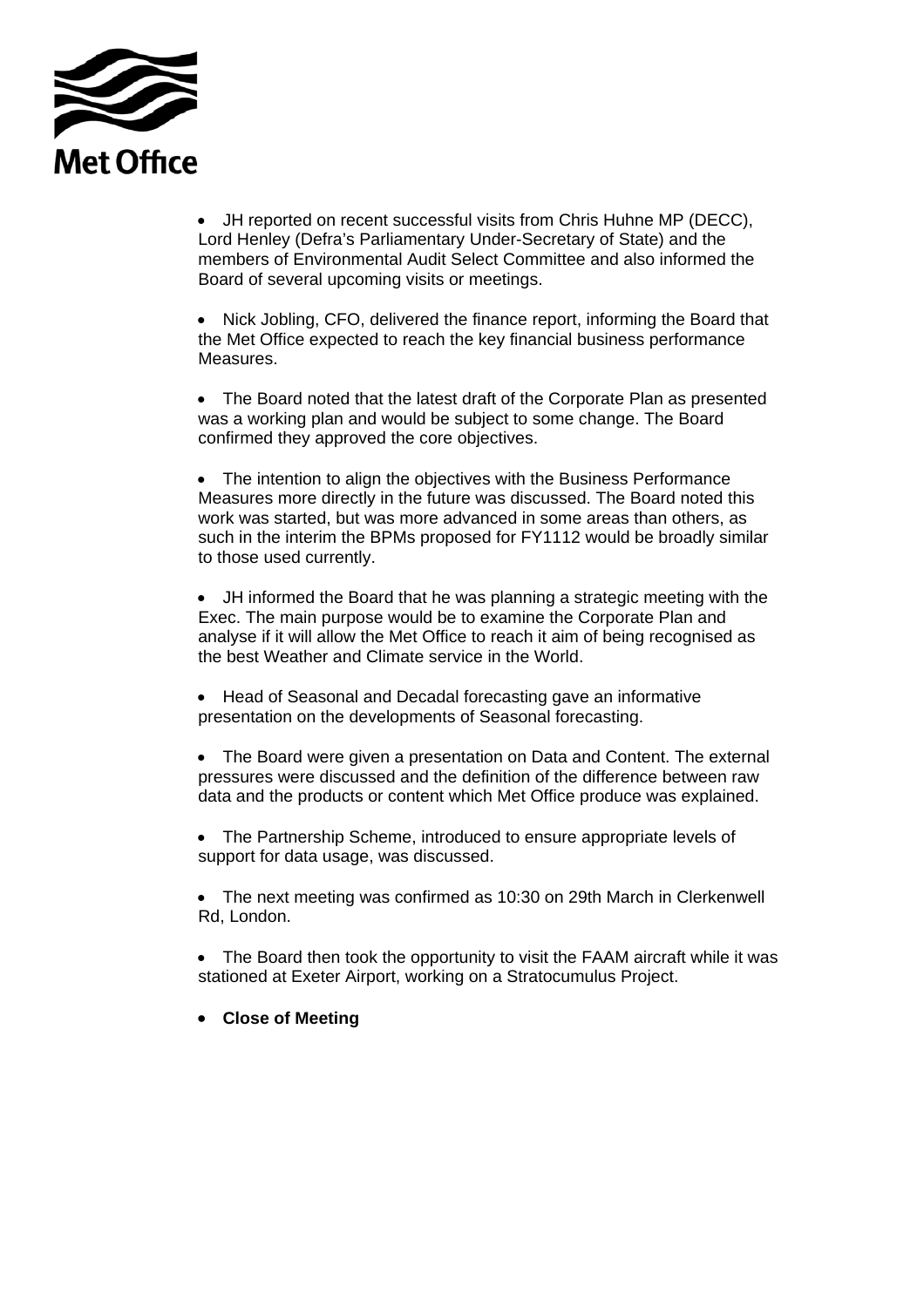- JH reported on recent successful visits from Chris Huhne MP (DECC), Lord Henley (Defra's Parliamentary Under-Secretary of State) and the members of Environmental Audit Select Committee and also informed the Board of several upcoming visits or meetings.

- Nick Jobling, CFO, delivered the finance report, informing the Board that the Met Office expected to reach the key financial business performance Measures.

- The Board noted that the latest draft of the Corporate Plan as presented was a working plan and would be subject to some change. The Board confirmed they approved the core objectives.

- The intention to align the objectives with the Business Performance Measures more directly in the future was discussed. The Board noted this work was started, but was more advanced in some areas than others, as such in the interim the BPMs proposed for FY1112 would be broadly similar to those used currently.

- JH informed the Board that he was planning a strategic meeting with the Exec. The main purpose would be to examine the Corporate Plan and analyse if it will allow the Met Office to reach it aim of being recognised as the best Weather and Climate service in the World.

- Head of Seasonal and Decadal forecasting gave an informative presentation on the developments of Seasonal forecasting.

- The Board were given a presentation on Data and Content. The external pressures were discussed and the definition of the difference between raw data and the products or content which Met Office produce was explained.

- The Partnership Scheme, introduced to ensure appropriate levels of support for data usage, was discussed.

- The next meeting was confirmed as 10:30 on 29th March in Clerkenwell Rd, London.

- The Board then took the opportunity to visit the FAAM aircraft while it was stationed at Exeter Airport, working on a Stratocumulus Project.

- **Close of Meeting**